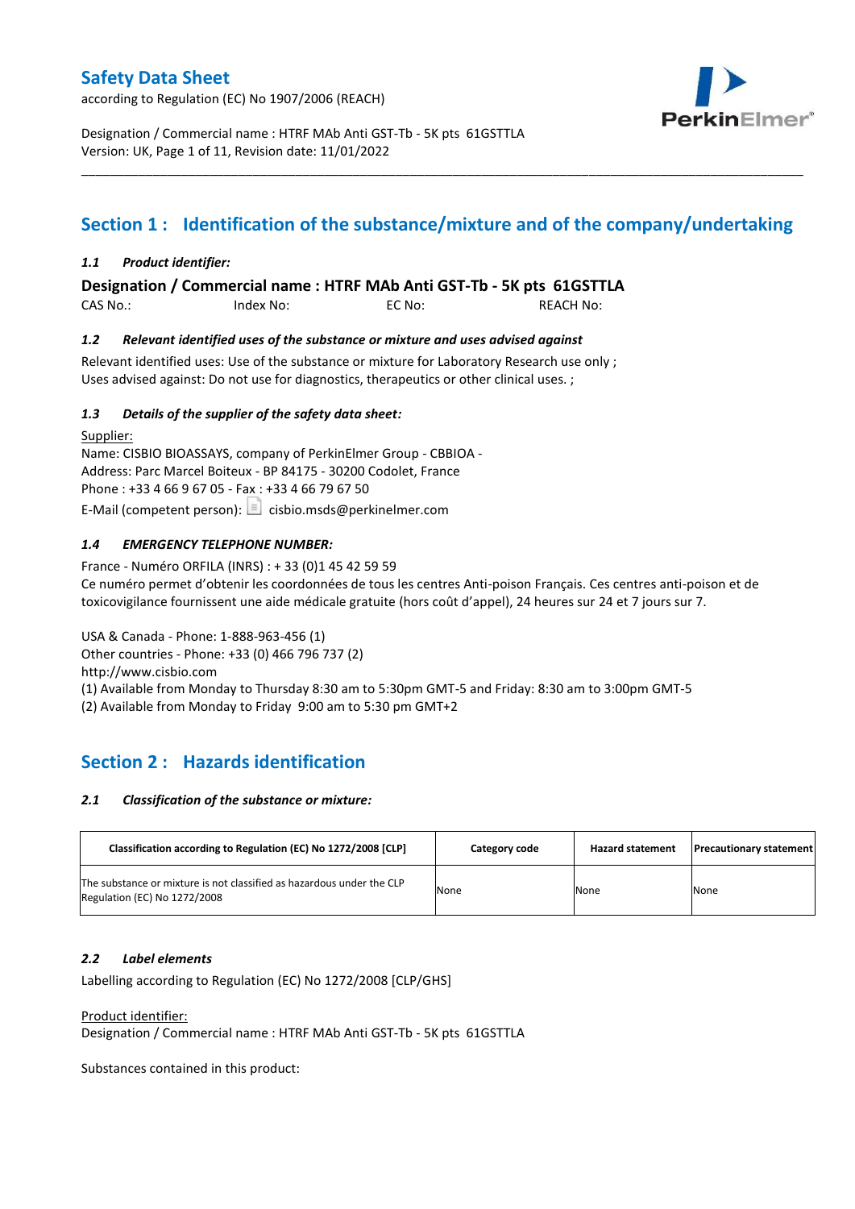# Safety Data Sheet

according to Regulation (EC) No 1907/2006 (REACH)

Designation / Commercial name : HTRF MAb Anti GST-Tb - 5K pts 61GSTTLA
Version: UK, Page 1 of 11, Revision date: 11/01/2022

## Section 1 : Identification of the substance/mixture and of the company/undertaking

### *1.1 Product identifier:*

**Designation / Commercial name : HTRF MAb Anti GST-Tb - 5K pts 61GSTTLA**

CAS No.: Index No: EC No: REACH No:

### *1.2 Relevant identified uses of the substance or mixture and uses advised against*

Relevant identified uses: Use of the substance or mixture for Laboratory Research use only ;
Uses advised against: Do not use for diagnostics, therapeutics or other clinical uses. ;

### *1.3 Details of the supplier of the safety data sheet:*

Supplier:
Name: CISBIO BIOASSAYS, company of PerkinElmer Group - CBBIOA -
Address: Parc Marcel Boiteux - BP 84175 - 30200 Codolet, France
Phone : +33 4 66 9 67 05 - Fax : +33 4 66 79 67 50
E-Mail (competent person): cisbio.msds@perkinelmer.com

### *1.4 EMERGENCY TELEPHONE NUMBER:*

France - Numéro ORFILA (INRS) : + 33 (0)1 45 42 59 59
Ce numéro permet d'obtenir les coordonnées de tous les centres Anti-poison Français. Ces centres anti-poison et de toxicovigilance fournissent une aide médicale gratuite (hors coût d'appel), 24 heures sur 24 et 7 jours sur 7.

USA & Canada - Phone: 1-888-963-456 (1)
Other countries - Phone: +33 (0) 466 796 737 (2)
http://www.cisbio.com
(1) Available from Monday to Thursday 8:30 am to 5:30pm GMT-5 and Friday: 8:30 am to 3:00pm GMT-5
(2) Available from Monday to Friday 9:00 am to 5:30 pm GMT+2

## Section 2 : Hazards identification

### *2.1 Classification of the substance or mixture:*

| Classification according to Regulation (EC) No 1272/2008 [CLP] | Category code | Hazard statement | Precautionary statement |
|---|---|---|---|
| The substance or mixture is not classified as hazardous under the CLP Regulation (EC) No 1272/2008 | None | None | None |

### *2.2 Label elements*

Labelling according to Regulation (EC) No 1272/2008 [CLP/GHS]

Product identifier:
Designation / Commercial name : HTRF MAb Anti GST-Tb - 5K pts 61GSTTLA

Substances contained in this product: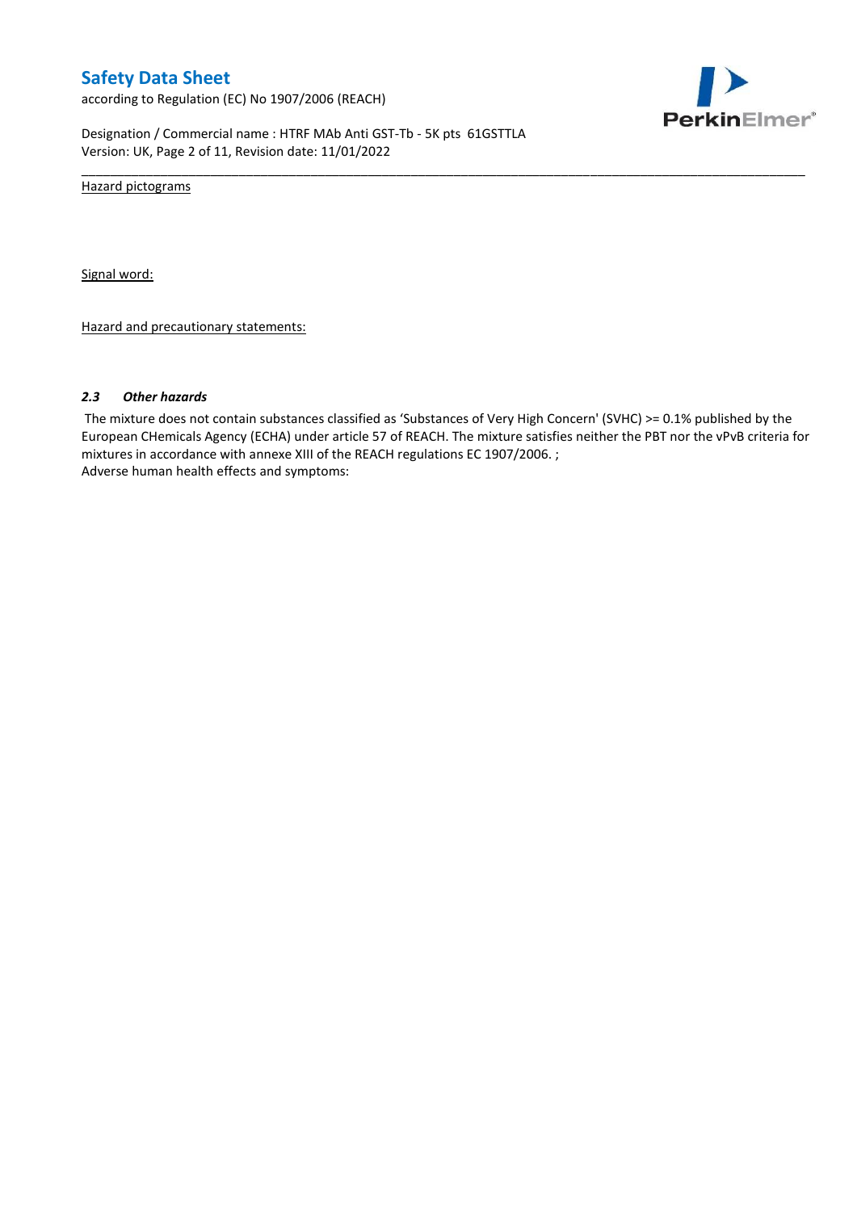Hazard pictograms

Signal word:

Hazard and precautionary statements:

### *2.3 Other hazards*

The mixture does not contain substances classified as 'Substances of Very High Concern' (SVHC) >= 0.1% published by the European CHemicals Agency (ECHA) under article 57 of REACH. The mixture satisfies neither the PBT nor the vPvB criteria for mixtures in accordance with annexe XIII of the REACH regulations EC 1907/2006. ;
Adverse human health effects and symptoms: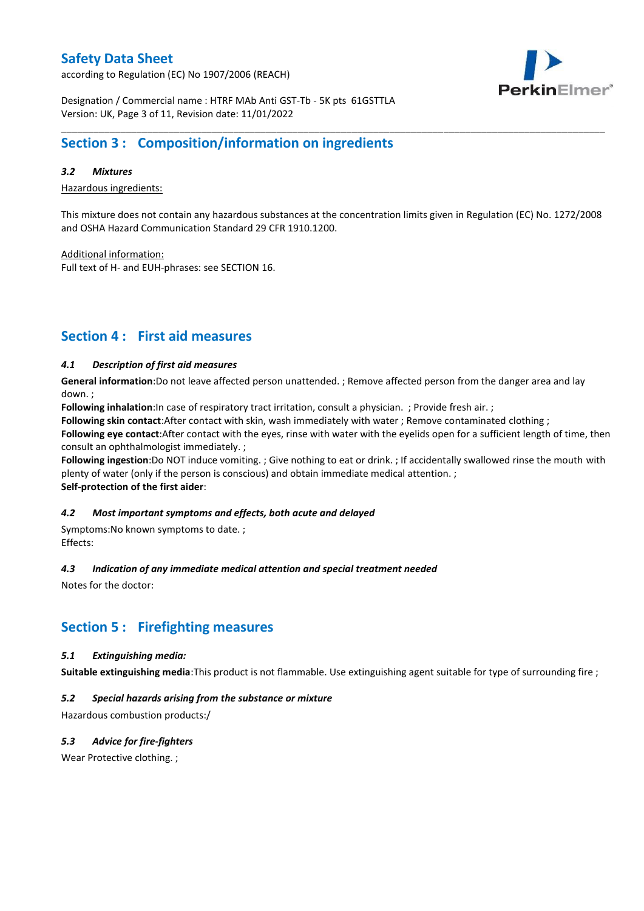## Section 3 : Composition/information on ingredients

### *3.2 Mixtures*

Hazardous ingredients:

This mixture does not contain any hazardous substances at the concentration limits given in Regulation (EC) No. 1272/2008 and OSHA Hazard Communication Standard 29 CFR 1910.1200.

Additional information:
Full text of H- and EUH-phrases: see SECTION 16.

## Section 4 : First aid measures

### *4.1 Description of first aid measures*

**General information**:Do not leave affected person unattended. ; Remove affected person from the danger area and lay down. ;
**Following inhalation**:In case of respiratory tract irritation, consult a physician. ; Provide fresh air. ;
**Following skin contact**:After contact with skin, wash immediately with water ; Remove contaminated clothing ;
**Following eye contact**:After contact with the eyes, rinse with water with the eyelids open for a sufficient length of time, then consult an ophthalmologist immediately. ;
**Following ingestion**:Do NOT induce vomiting. ; Give nothing to eat or drink. ; If accidentally swallowed rinse the mouth with plenty of water (only if the person is conscious) and obtain immediate medical attention. ;
**Self-protection of the first aider**:

### *4.2 Most important symptoms and effects, both acute and delayed*

Symptoms:No known symptoms to date. ;
Effects:

### *4.3 Indication of any immediate medical attention and special treatment needed*

Notes for the doctor:

## Section 5 : Firefighting measures

### *5.1 Extinguishing media:*

**Suitable extinguishing media**:This product is not flammable. Use extinguishing agent suitable for type of surrounding fire ;

### *5.2 Special hazards arising from the substance or mixture*

Hazardous combustion products:/

### *5.3 Advice for fire-fighters*

Wear Protective clothing. ;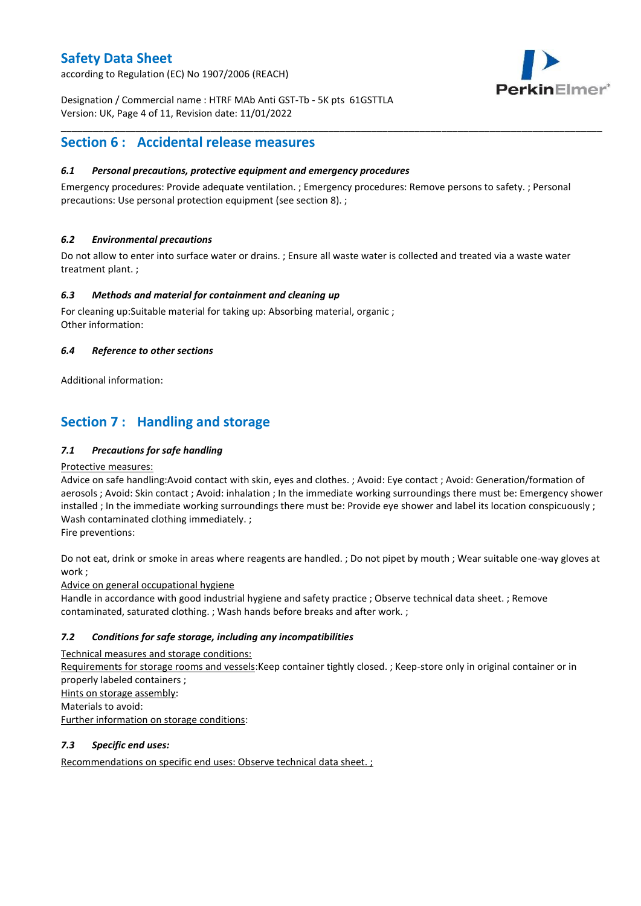## Section 6 : Accidental release measures

### *6.1 Personal precautions, protective equipment and emergency procedures*

Emergency procedures: Provide adequate ventilation. ; Emergency procedures: Remove persons to safety. ; Personal precautions: Use personal protection equipment (see section 8). ;

### *6.2 Environmental precautions*

Do not allow to enter into surface water or drains. ; Ensure all waste water is collected and treated via a waste water treatment plant. ;

### *6.3 Methods and material for containment and cleaning up*

For cleaning up:Suitable material for taking up: Absorbing material, organic ;
Other information:

### *6.4 Reference to other sections*

Additional information:

## Section 7 : Handling and storage

### *7.1 Precautions for safe handling*

Protective measures:
Advice on safe handling:Avoid contact with skin, eyes and clothes. ; Avoid: Eye contact ; Avoid: Generation/formation of aerosols ; Avoid: Skin contact ; Avoid: inhalation ; In the immediate working surroundings there must be: Emergency shower installed ; In the immediate working surroundings there must be: Provide eye shower and label its location conspicuously ; Wash contaminated clothing immediately. ;
Fire preventions:

Do not eat, drink or smoke in areas where reagents are handled. ; Do not pipet by mouth ; Wear suitable one-way gloves at work ;
Advice on general occupational hygiene
Handle in accordance with good industrial hygiene and safety practice ; Observe technical data sheet. ; Remove contaminated, saturated clothing. ; Wash hands before breaks and after work. ;

### *7.2 Conditions for safe storage, including any incompatibilities*

Technical measures and storage conditions:
Requirements for storage rooms and vessels:Keep container tightly closed. ; Keep-store only in original container or in properly labeled containers ;
Hints on storage assembly:
Materials to avoid:
Further information on storage conditions:

### *7.3 Specific end uses:*

Recommendations on specific end uses: Observe technical data sheet. ;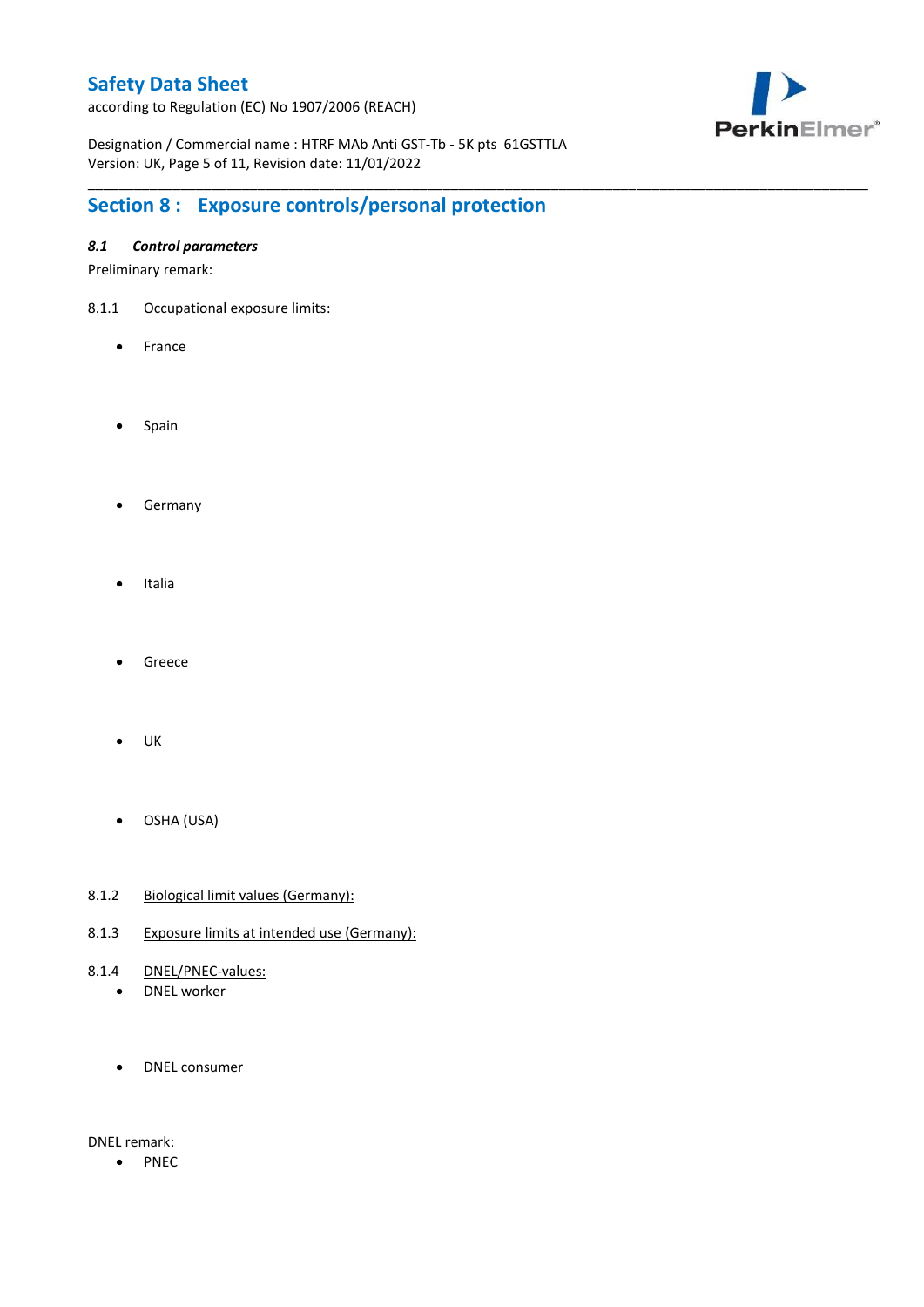## Section 8 : Exposure controls/personal protection

### *8.1 Control parameters*

Preliminary remark:

8.1.1 Occupational exposure limits:

- France
- Spain
- Germany
- Italia
- Greece
- UK
- OSHA (USA)

8.1.2 Biological limit values (Germany):

8.1.3 Exposure limits at intended use (Germany):

8.1.4 DNEL/PNEC-values:

- DNEL worker
- DNEL consumer

DNEL remark:

- PNEC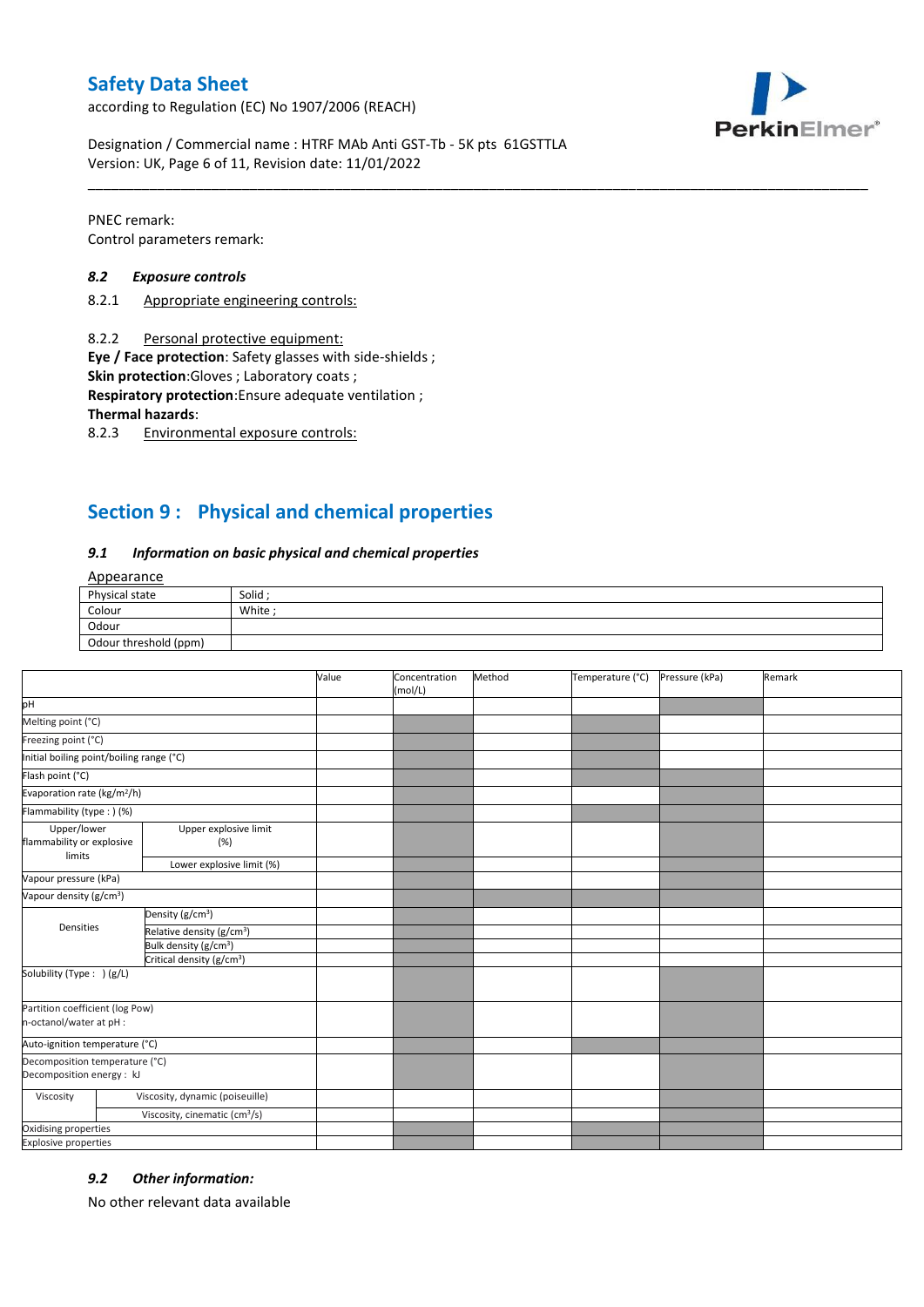PNEC remark:
Control parameters remark:

### *8.2 Exposure controls*

8.2.1 Appropriate engineering controls:

8.2.2 Personal protective equipment:

**Eye / Face protection**: Safety glasses with side-shields ;
**Skin protection**:Gloves ; Laboratory coats ;
**Respiratory protection**:Ensure adequate ventilation ;
**Thermal hazards**:

8.2.3 Environmental exposure controls:

## Section 9 : Physical and chemical properties

### *9.1 Information on basic physical and chemical properties*

Appearance

| | |
|---|---|
| Physical state | Solid ; |
| Colour | White ; |
| Odour | |
| Odour threshold (ppm) | |

| | | Value | Concentration (mol/L) | Method | Temperature (°C) | Pressure (kPa) | Remark |
|---|---|---|---|---|---|---|---|
| pH | | | | | | | |
| Melting point (°C) | | | | | | | |
| Freezing point (°C) | | | | | | | |
| Initial boiling point/boiling range (°C) | | | | | | | |
| Flash point (°C) | | | | | | | |
| Evaporation rate (kg/m²/h) | | | | | | | |
| Flammability (type : ) (%) | | | | | | | |
| Upper/lower flammability or explosive limits | Upper explosive limit (%) | | | | | | |
| | Lower explosive limit (%) | | | | | | |
| Vapour pressure (kPa) | | | | | | | |
| Vapour density (g/cm³) | | | | | | | |
| Densities | Density (g/cm³) | | | | | | |
| | Relative density (g/cm³) | | | | | | |
| | Bulk density (g/cm³) | | | | | | |
| | Critical density (g/cm³) | | | | | | |
| Solubility (Type : ) (g/L) | | | | | | | |
| Partition coefficient (log Pow) n-octanol/water at pH : | | | | | | | |
| Auto-ignition temperature (°C) | | | | | | | |
| Decomposition temperature (°C) Decomposition energy : kJ | | | | | | | |
| Viscosity | Viscosity, dynamic (poiseuille) | | | | | | |
| | Viscosity, cinematic (cm³/s) | | | | | | |
| Oxidising properties | | | | | | | |
| Explosive properties | | | | | | | |

### *9.2 Other information:*

No other relevant data available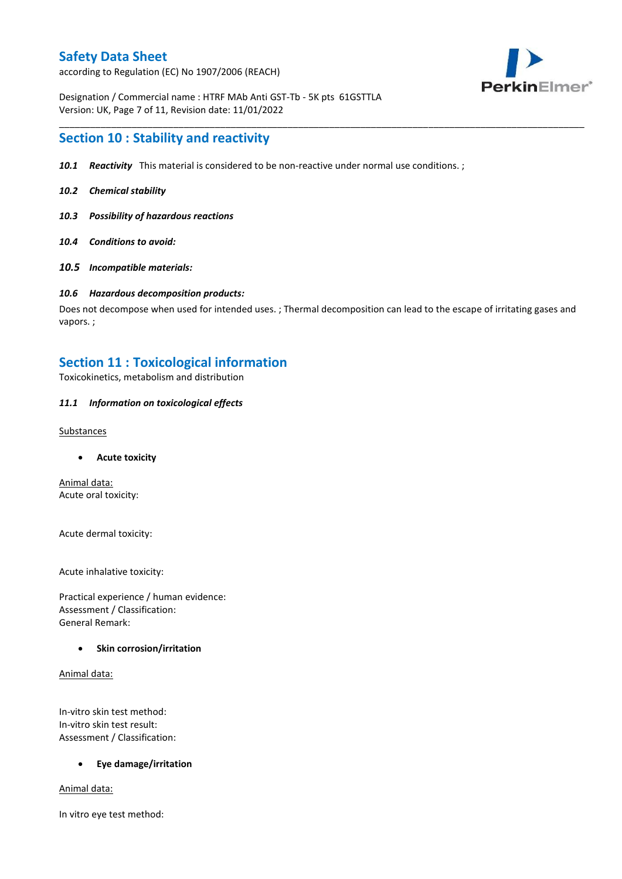## Section 10 : Stability and reactivity

***10.1 Reactivity*** This material is considered to be non-reactive under normal use conditions. ;

***10.2 Chemical stability***

***10.3 Possibility of hazardous reactions***

***10.4 Conditions to avoid:***

***10.5 Incompatible materials:***

***10.6 Hazardous decomposition products:***

Does not decompose when used for intended uses. ; Thermal decomposition can lead to the escape of irritating gases and vapors. ;

## Section 11 : Toxicological information

Toxicokinetics, metabolism and distribution

***11.1 Information on toxicological effects***

Substances

- **Acute toxicity**

Animal data:
Acute oral toxicity:

Acute dermal toxicity:

Acute inhalative toxicity:

Practical experience / human evidence:
Assessment / Classification:
General Remark:

- **Skin corrosion/irritation**

Animal data:

In-vitro skin test method:
In-vitro skin test result:
Assessment / Classification:

- **Eye damage/irritation**

Animal data:

In vitro eye test method: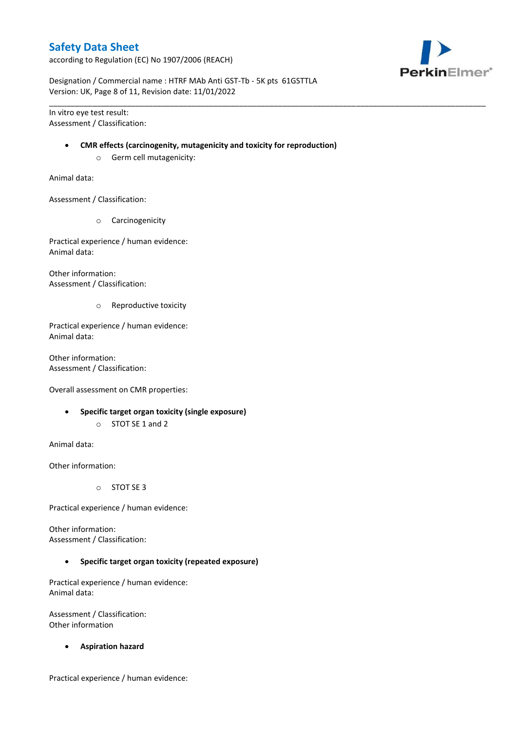In vitro eye test result:
Assessment / Classification:

- **CMR effects (carcinogenity, mutagenicity and toxicity for reproduction)**
  - Germ cell mutagenicity:

Animal data:

Assessment / Classification:

  - Carcinogenicity

Practical experience / human evidence:
Animal data:

Other information:
Assessment / Classification:

  - Reproductive toxicity

Practical experience / human evidence:
Animal data:

Other information:
Assessment / Classification:

Overall assessment on CMR properties:

- **Specific target organ toxicity (single exposure)**
  - STOT SE 1 and 2

Animal data:

Other information:

  - STOT SE 3

Practical experience / human evidence:

Other information:
Assessment / Classification:

- **Specific target organ toxicity (repeated exposure)**

Practical experience / human evidence:
Animal data:

Assessment / Classification:
Other information

- **Aspiration hazard**

Practical experience / human evidence: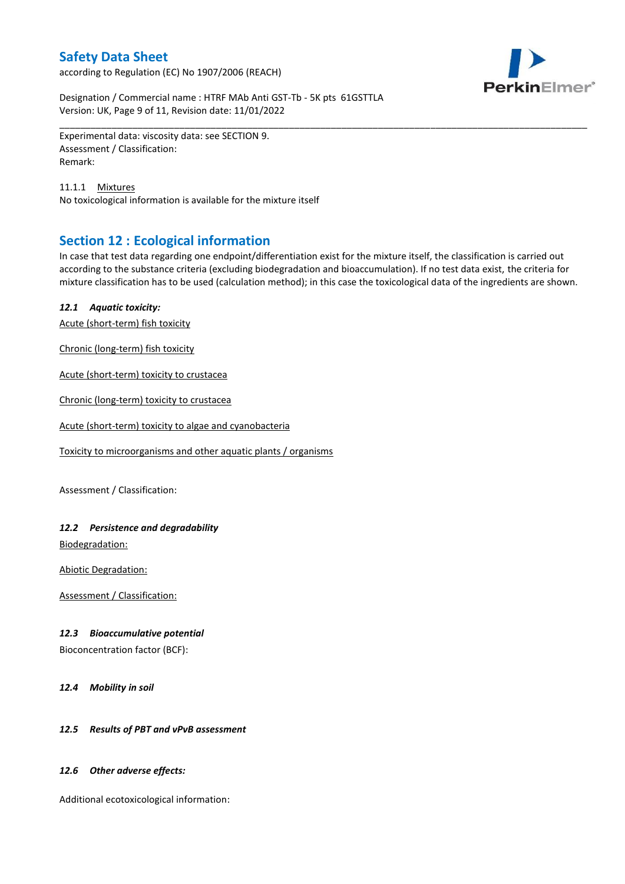Experimental data: viscosity data: see SECTION 9.
Assessment / Classification:
Remark:

11.1.1 Mixtures
No toxicological information is available for the mixture itself

## Section 12 : Ecological information

In case that test data regarding one endpoint/differentiation exist for the mixture itself, the classification is carried out according to the substance criteria (excluding biodegradation and bioaccumulation). If no test data exist, the criteria for mixture classification has to be used (calculation method); in this case the toxicological data of the ingredients are shown.

***12.1 Aquatic toxicity:***

Acute (short-term) fish toxicity

Chronic (long-term) fish toxicity

Acute (short-term) toxicity to crustacea

Chronic (long-term) toxicity to crustacea

Acute (short-term) toxicity to algae and cyanobacteria

Toxicity to microorganisms and other aquatic plants / organisms

Assessment / Classification:

***12.2 Persistence and degradability***

Biodegradation:

Abiotic Degradation:

Assessment / Classification:

***12.3 Bioaccumulative potential***

Bioconcentration factor (BCF):

***12.4 Mobility in soil***

***12.5 Results of PBT and vPvB assessment***

***12.6 Other adverse effects:***

Additional ecotoxicological information: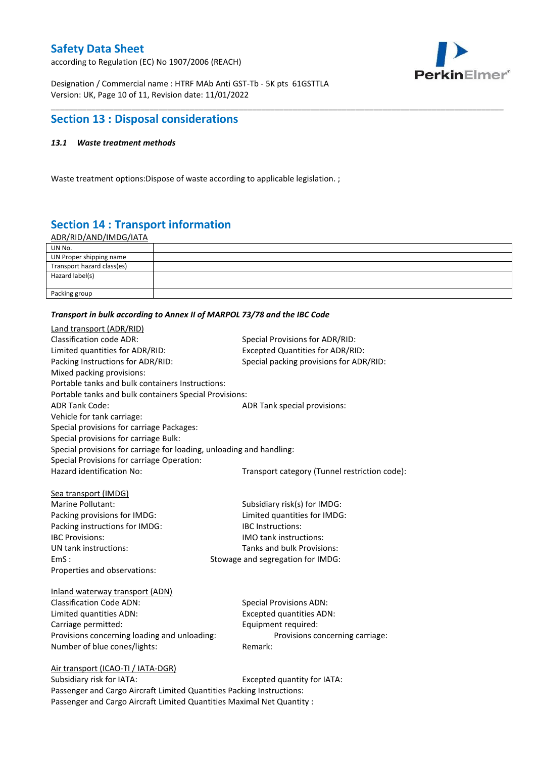## Section 13 : Disposal considerations

### *13.1 Waste treatment methods*

Waste treatment options:Dispose of waste according to applicable legislation. ;

## Section 14 : Transport information

ADR/RID/AND/IMDG/IATA

| UN No. | |
|---|---|
| UN Proper shipping name | |
| Transport hazard class(es) | |
| Hazard label(s) | |
| Packing group | |

***Transport in bulk according to Annex II of MARPOL 73/78 and the IBC Code***

Land transport (ADR/RID)

Classification code ADR:
Special Provisions for ADR/RID:
Limited quantities for ADR/RID:
Excepted Quantities for ADR/RID:
Packing Instructions for ADR/RID:
Special packing provisions for ADR/RID:
Mixed packing provisions:
Portable tanks and bulk containers Instructions:
Portable tanks and bulk containers Special Provisions:
ADR Tank Code:
ADR Tank special provisions:
Vehicle for tank carriage:
Special provisions for carriage Packages:
Special provisions for carriage Bulk:
Special provisions for carriage for loading, unloading and handling:
Special Provisions for carriage Operation:
Hazard identification No:
Transport category (Tunnel restriction code):

Sea transport (IMDG)

Marine Pollutant:
Subsidiary risk(s) for IMDG:
Packing provisions for IMDG:
Limited quantities for IMDG:
Packing instructions for IMDG:
IBC Instructions:
IBC Provisions:
IMO tank instructions:
UN tank instructions:
Tanks and bulk Provisions:
EmS :
Stowage and segregation for IMDG:
Properties and observations:

Inland waterway transport (ADN)

Classification Code ADN:
Special Provisions ADN:
Limited quantities ADN:
Excepted quantities ADN:
Carriage permitted:
Equipment required:
Provisions concerning loading and unloading:
Provisions concerning carriage:
Number of blue cones/lights:
Remark:

Air transport (ICAO-TI / IATA-DGR)

Subsidiary risk for IATA:
Excepted quantity for IATA:
Passenger and Cargo Aircraft Limited Quantities Packing Instructions:
Passenger and Cargo Aircraft Limited Quantities Maximal Net Quantity :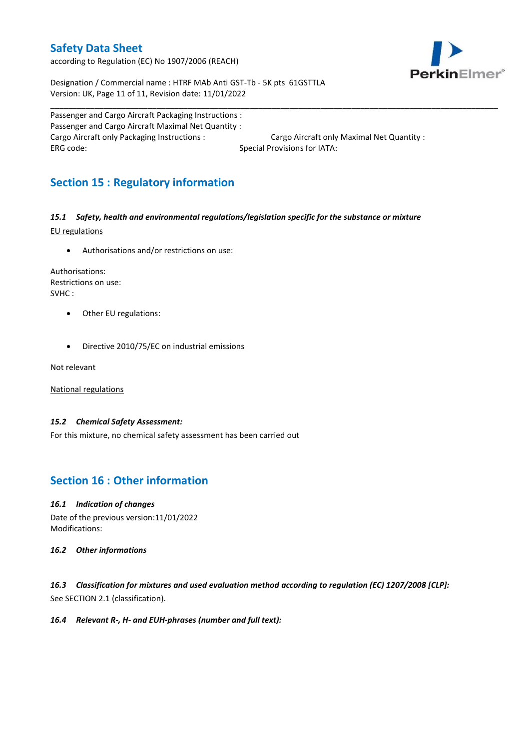Passenger and Cargo Aircraft Packaging Instructions :
Passenger and Cargo Aircraft Maximal Net Quantity :
Cargo Aircraft only Packaging Instructions : Cargo Aircraft only Maximal Net Quantity :
ERG code: Special Provisions for IATA:

## Section 15 : Regulatory information

### *15.1 Safety, health and environmental regulations/legislation specific for the substance or mixture*

EU regulations

- Authorisations and/or restrictions on use:

Authorisations:
Restrictions on use:
SVHC :

- Other EU regulations:

- Directive 2010/75/EC on industrial emissions

Not relevant

National regulations

### *15.2 Chemical Safety Assessment:*

For this mixture, no chemical safety assessment has been carried out

## Section 16 : Other information

### *16.1 Indication of changes*

Date of the previous version:11/01/2022
Modifications:

### *16.2 Other informations*

### *16.3 Classification for mixtures and used evaluation method according to regulation (EC) 1207/2008 [CLP]:*

See SECTION 2.1 (classification).

### *16.4 Relevant R-, H- and EUH-phrases (number and full text):*